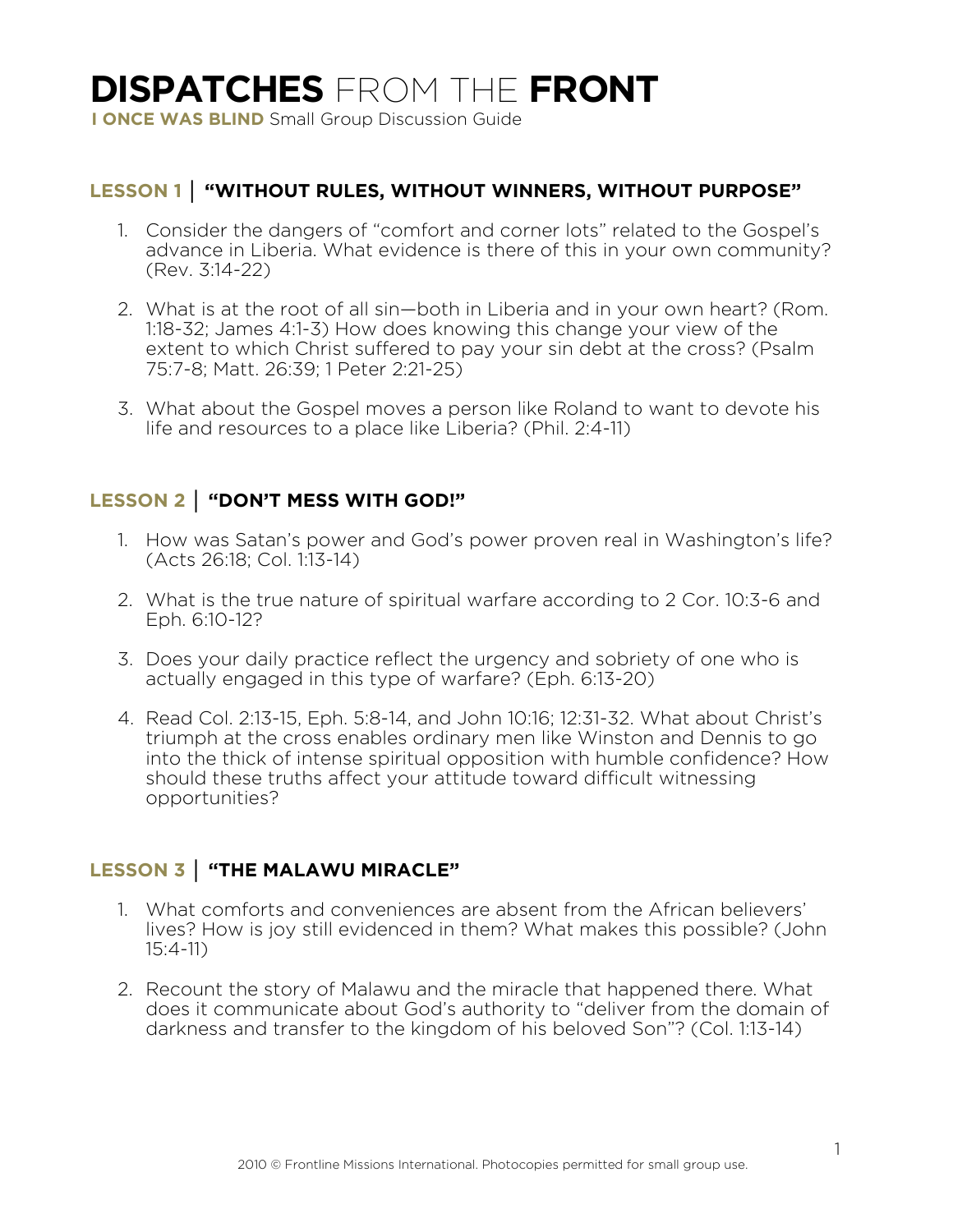# **DISPATCHES** FROM THE **FRONT**

**I ONCE WAS BLIND** Small Group Discussion Guide

## LESSON 1 | "WITHOUT RULES, WITHOUT WINNERS, WITHOUT PURPOSE"

1. Consider the dangers of "comfort and corner lots" related to the Gospel's advance in Liberia. What evidence is there of this in your own community? (Rev. 3:14-22)

2. What is at the root of all sin—both in Liberia and in your own heart? (Rom. 1:18-32; James 4:1-3) How does knowing this change your view of the extent to which Christ suffered to pay your sin debt at the cross? (Psalm 75:7-8; Matt. 26:39; 1 Peter 2:21-25)

3. What about the Gospel moves a person like Roland to want to devote his life and resources to a place like Liberia? (Phil. 2:4-11)

## LESSON 2 | "DON'T MESS WITH GOD!"

1. How was Satan's power and God's power proven real in Washington's life? (Acts 26:18; Col. 1:13-14)

2. What is the true nature of spiritual warfare according to 2 Cor. 10:3-6 and Eph. 6:10-12?

3. Does your daily practice reflect the urgency and sobriety of one who is actually engaged in this type of warfare? (Eph. 6:13-20)

4. Read Col. 2:13-15, Eph. 5:8-14, and John 10:16; 12:31-32. What about Christ's triumph at the cross enables ordinary men like Winston and Dennis to go into the thick of intense spiritual opposition with humble confidence? How should these truths affect your attitude toward difficult witnessing opportunities?

## LESSON 3 | "THE MALAWU MIRACLE"

1. What comforts and conveniences are absent from the African believers' lives? How is joy still evidenced in them? What makes this possible? (John 15:4-11)

2. Recount the story of Malawu and the miracle that happened there. What does it communicate about God's authority to "deliver from the domain of darkness and transfer to the kingdom of his beloved Son"? (Col. 1:13-14)

2010 © Frontline Missions International. Photocopies permitted for small group use.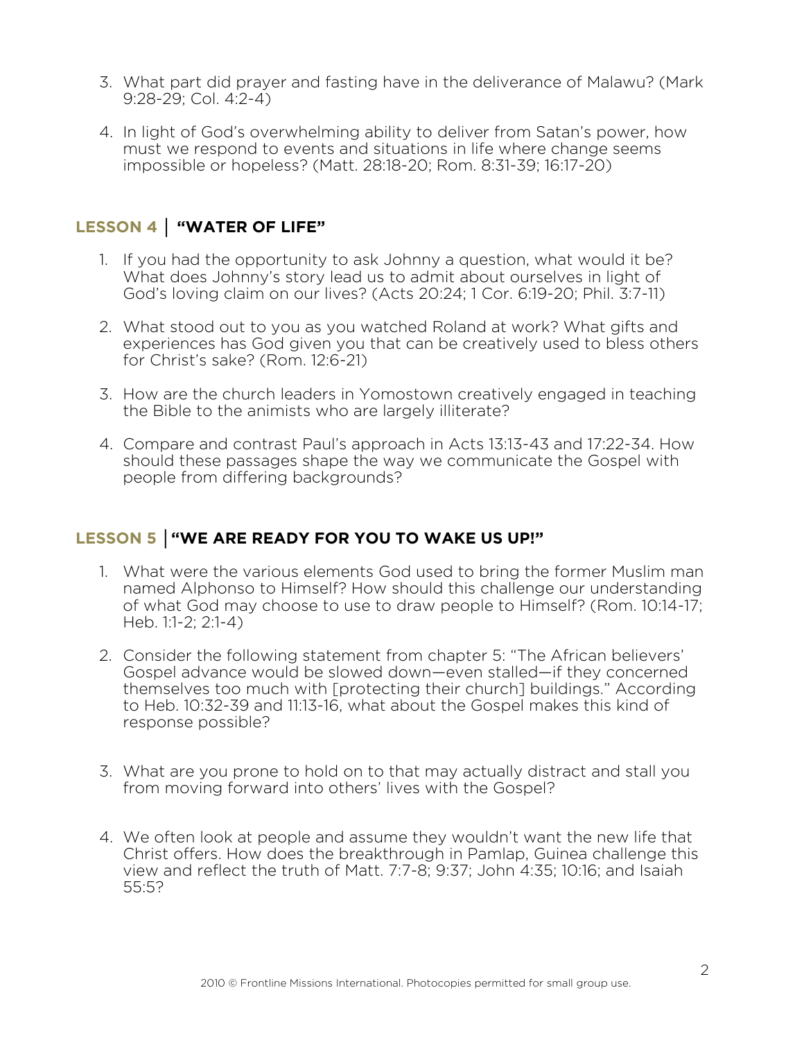3. What part did prayer and fasting have in the deliverance of Malawu? (Mark 9:28-29; Col. 4:2-4)

4. In light of God's overwhelming ability to deliver from Satan's power, how must we respond to events and situations in life where change seems impossible or hopeless? (Matt. 28:18-20; Rom. 8:31-39; 16:17-20)

## LESSON 4 | "WATER OF LIFE"

1. If you had the opportunity to ask Johnny a question, what would it be? What does Johnny's story lead us to admit about ourselves in light of God's loving claim on our lives? (Acts 20:24; 1 Cor. 6:19-20; Phil. 3:7-11)

2. What stood out to you as you watched Roland at work? What gifts and experiences has God given you that can be creatively used to bless others for Christ's sake? (Rom. 12:6-21)

3. How are the church leaders in Yomostown creatively engaged in teaching the Bible to the animists who are largely illiterate?

4. Compare and contrast Paul's approach in Acts 13:13-43 and 17:22-34. How should these passages shape the way we communicate the Gospel with people from differing backgrounds?

## LESSON 5 | "WE ARE READY FOR YOU TO WAKE US UP!"

1. What were the various elements God used to bring the former Muslim man named Alphonso to Himself? How should this challenge our understanding of what God may choose to use to draw people to Himself? (Rom. 10:14-17; Heb. 1:1-2; 2:1-4)

2. Consider the following statement from chapter 5: "The African believers' Gospel advance would be slowed down—even stalled—if they concerned themselves too much with [protecting their church] buildings." According to Heb. 10:32-39 and 11:13-16, what about the Gospel makes this kind of response possible?

3. What are you prone to hold on to that may actually distract and stall you from moving forward into others' lives with the Gospel?

4. We often look at people and assume they wouldn't want the new life that Christ offers. How does the breakthrough in Pamlap, Guinea challenge this view and reflect the truth of Matt. 7:7-8; 9:37; John 4:35; 10:16; and Isaiah 55:5?

2010 © Frontline Missions International. Photocopies permitted for small group use.